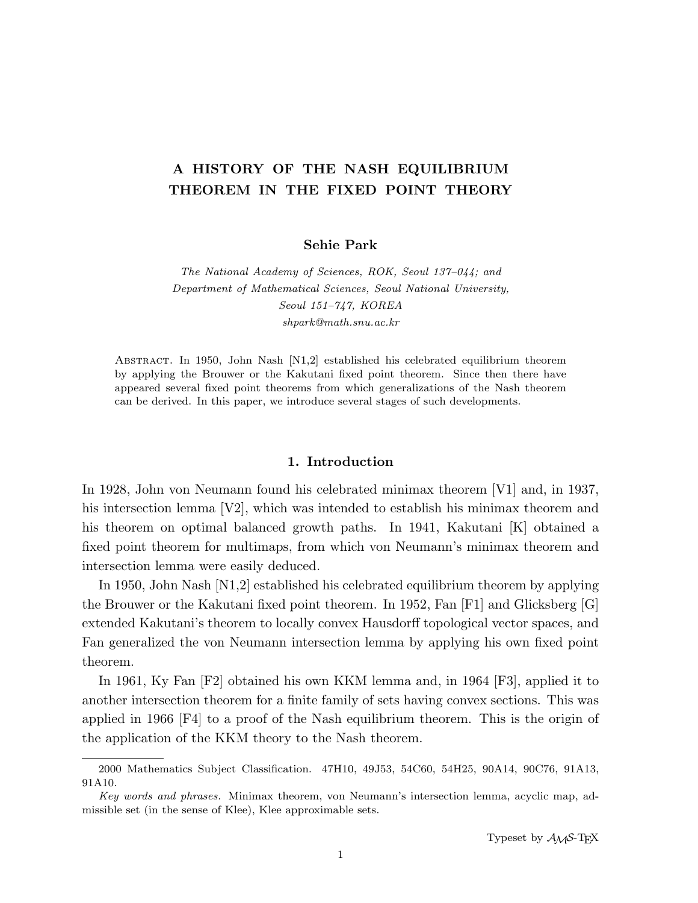# A HISTORY OF THE NASH EQUILIBRIUM THEOREM IN THE FIXED POINT THEORY

**Sehie Park**

*The National Academy of Sciences, ROK, Seoul 137–044; and*
*Department of Mathematical Sciences, Seoul National University,*
*Seoul 151–747, KOREA*
*shpark@math.snu.ac.kr*

Abstract. In 1950, John Nash [N1,2] established his celebrated equilibrium theorem by applying the Brouwer or the Kakutani fixed point theorem. Since then there have appeared several fixed point theorems from which generalizations of the Nash theorem can be derived. In this paper, we introduce several stages of such developments.

## 1. Introduction

In 1928, John von Neumann found his celebrated minimax theorem [V1] and, in 1937, his intersection lemma [V2], which was intended to establish his minimax theorem and his theorem on optimal balanced growth paths. In 1941, Kakutani [K] obtained a fixed point theorem for multimaps, from which von Neumann's minimax theorem and intersection lemma were easily deduced.

In 1950, John Nash [N1,2] established his celebrated equilibrium theorem by applying the Brouwer or the Kakutani fixed point theorem. In 1952, Fan [F1] and Glicksberg [G] extended Kakutani's theorem to locally convex Hausdorff topological vector spaces, and Fan generalized the von Neumann intersection lemma by applying his own fixed point theorem.

In 1961, Ky Fan [F2] obtained his own KKM lemma and, in 1964 [F3], applied it to another intersection theorem for a finite family of sets having convex sections. This was applied in 1966 [F4] to a proof of the Nash equilibrium theorem. This is the origin of the application of the KKM theory to the Nash theorem.

---

2000 Mathematics Subject Classification. 47H10, 49J53, 54C60, 54H25, 90A14, 90C76, 91A13, 91A10.

*Key words and phrases.* Minimax theorem, von Neumann's intersection lemma, acyclic map, admissible set (in the sense of Klee), Klee approximable sets.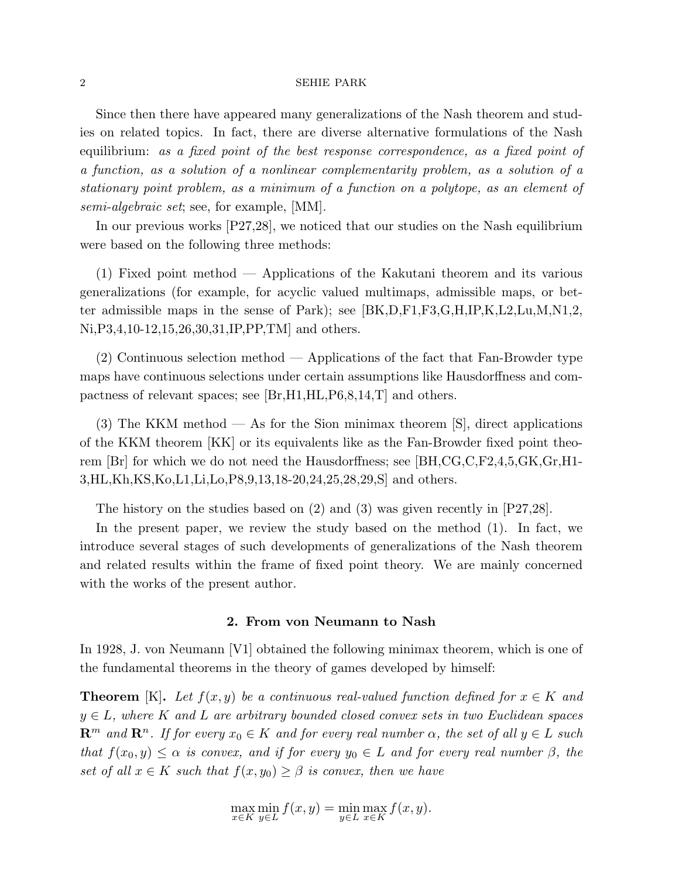Since then there have appeared many generalizations of the Nash theorem and studies on related topics. In fact, there are diverse alternative formulations of the Nash equilibrium: *as a fixed point of the best response correspondence, as a fixed point of a function, as a solution of a nonlinear complementarity problem, as a solution of a stationary point problem, as a minimum of a function on a polytope, as an element of semi-algebraic set*; see, for example, [MM].

In our previous works [P27,28], we noticed that our studies on the Nash equilibrium were based on the following three methods:

(1) Fixed point method — Applications of the Kakutani theorem and its various generalizations (for example, for acyclic valued multimaps, admissible maps, or better admissible maps in the sense of Park); see [BK,D,F1,F3,G,H,IP,K,L2,Lu,M,N1,2, Ni,P3,4,10-12,15,26,30,31,IP,PP,TM] and others.

(2) Continuous selection method — Applications of the fact that Fan-Browder type maps have continuous selections under certain assumptions like Hausdorffness and compactness of relevant spaces; see [Br,H1,HL,P6,8,14,T] and others.

(3) The KKM method — As for the Sion minimax theorem [S], direct applications of the KKM theorem [KK] or its equivalents like as the Fan-Browder fixed point theorem [Br] for which we do not need the Hausdorffness; see [BH,CG,C,F2,4,5,GK,Gr,H1-3,HL,Kh,KS,Ko,L1,Li,Lo,P8,9,13,18-20,24,25,28,29,S] and others.

The history on the studies based on (2) and (3) was given recently in [P27,28].

In the present paper, we review the study based on the method (1). In fact, we introduce several stages of such developments of generalizations of the Nash theorem and related results within the frame of fixed point theory. We are mainly concerned with the works of the present author.

## 2. From von Neumann to Nash

In 1928, J. von Neumann [V1] obtained the following minimax theorem, which is one of the fundamental theorems in the theory of games developed by himself:

**Theorem** [K]**.** *Let $f(x, y)$ be a continuous real-valued function defined for $x \in K$ and $y \in L$, where $K$ and $L$ are arbitrary bounded closed convex sets in two Euclidean spaces $\mathbf{R}^m$ and $\mathbf{R}^n$. If for every $x_0 \in K$ and for every real number $\alpha$, the set of all $y \in L$ such that $f(x_0, y) \leq \alpha$ is convex, and if for every $y_0 \in L$ and for every real number $\beta$, the set of all $x \in K$ such that $f(x, y_0) \geq \beta$ is convex, then we have*

$$\max_{x \in K} \min_{y \in L} f(x, y) = \min_{y \in L} \max_{x \in K} f(x, y).$$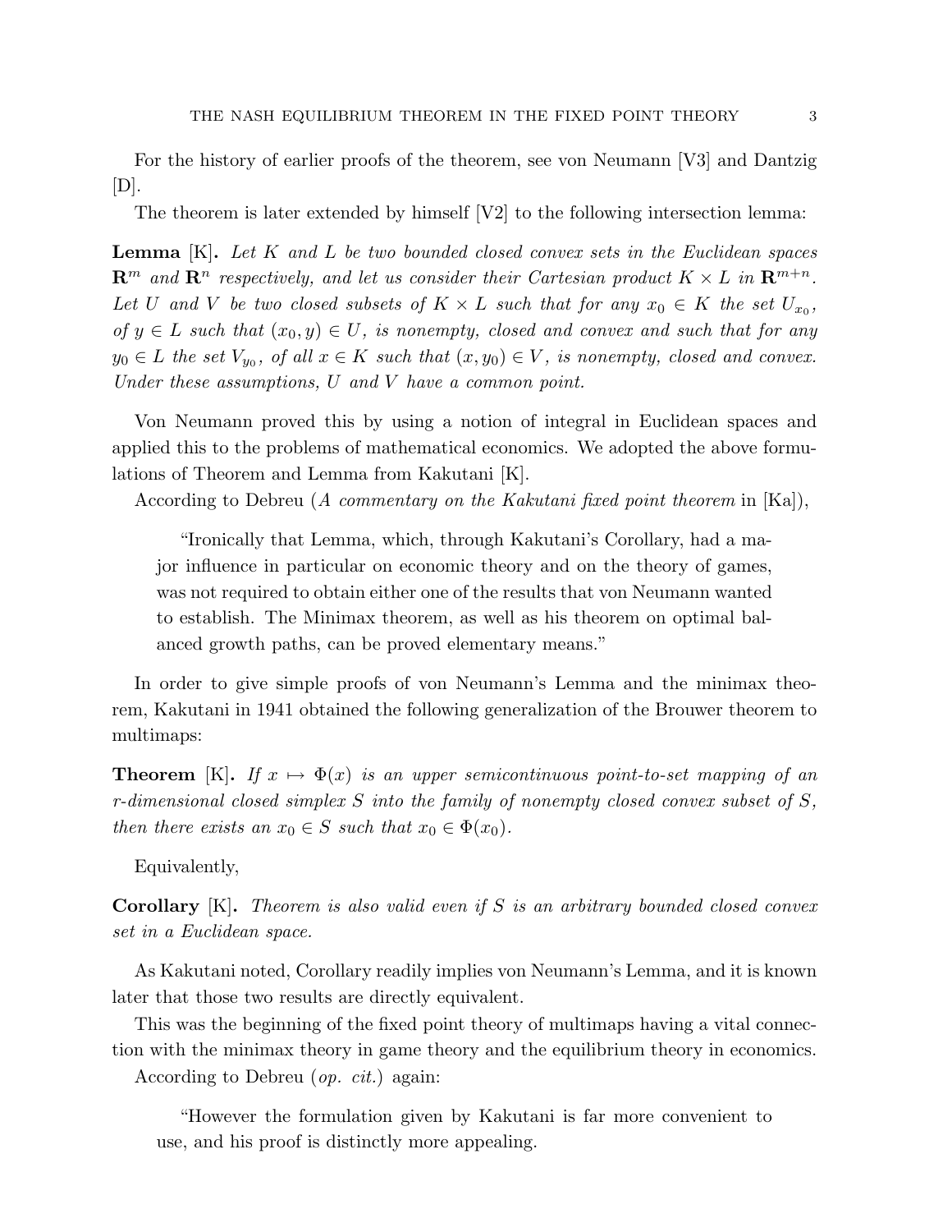For the history of earlier proofs of the theorem, see von Neumann [V3] and Dantzig [D].

The theorem is later extended by himself [V2] to the following intersection lemma:

**Lemma** [K]**.** *Let $K$ and $L$ be two bounded closed convex sets in the Euclidean spaces $\mathbf{R}^m$ and $\mathbf{R}^n$ respectively, and let us consider their Cartesian product $K \times L$ in $\mathbf{R}^{m+n}$. Let $U$ and $V$ be two closed subsets of $K \times L$ such that for any $x_0 \in K$ the set $U_{x_0}$, of $y \in L$ such that $(x_0, y) \in U$, is nonempty, closed and convex and such that for any $y_0 \in L$ the set $V_{y_0}$, of all $x \in K$ such that $(x, y_0) \in V$, is nonempty, closed and convex. Under these assumptions, $U$ and $V$ have a common point.*

Von Neumann proved this by using a notion of integral in Euclidean spaces and applied this to the problems of mathematical economics. We adopted the above formulations of Theorem and Lemma from Kakutani [K].

According to Debreu (*A commentary on the Kakutani fixed point theorem* in [Ka]),

> "Ironically that Lemma, which, through Kakutani's Corollary, had a major influence in particular on economic theory and on the theory of games, was not required to obtain either one of the results that von Neumann wanted to establish. The Minimax theorem, as well as his theorem on optimal balanced growth paths, can be proved elementary means."

In order to give simple proofs of von Neumann's Lemma and the minimax theorem, Kakutani in 1941 obtained the following generalization of the Brouwer theorem to multimaps:

**Theorem** [K]**.** *If $x \mapsto \Phi(x)$ is an upper semicontinuous point-to-set mapping of an $r$-dimensional closed simplex $S$ into the family of nonempty closed convex subset of $S$, then there exists an $x_0 \in S$ such that $x_0 \in \Phi(x_0)$.*

Equivalently,

**Corollary** [K]**.** *Theorem is also valid even if $S$ is an arbitrary bounded closed convex set in a Euclidean space.*

As Kakutani noted, Corollary readily implies von Neumann's Lemma, and it is known later that those two results are directly equivalent.

This was the beginning of the fixed point theory of multimaps having a vital connection with the minimax theory in game theory and the equilibrium theory in economics.

According to Debreu (*op. cit.*) again:

> "However the formulation given by Kakutani is far more convenient to use, and his proof is distinctly more appealing.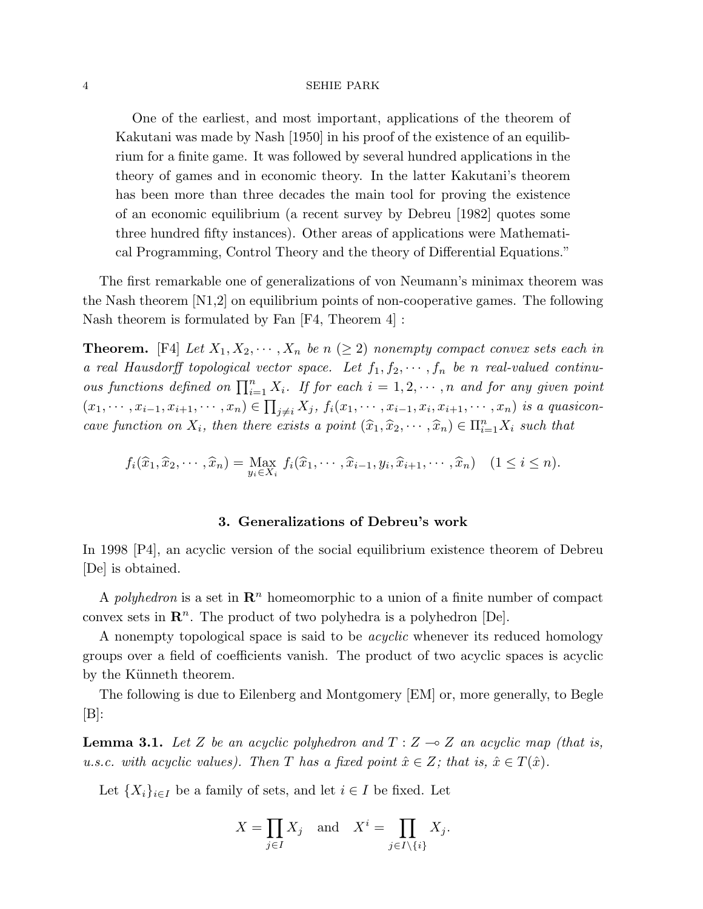One of the earliest, and most important, applications of the theorem of Kakutani was made by Nash [1950] in his proof of the existence of an equilibrium for a finite game. It was followed by several hundred applications in the theory of games and in economic theory. In the latter Kakutani's theorem has been more than three decades the main tool for proving the existence of an economic equilibrium (a recent survey by Debreu [1982] quotes some three hundred fifty instances). Other areas of applications were Mathematical Programming, Control Theory and the theory of Differential Equations."

The first remarkable one of generalizations of von Neumann's minimax theorem was the Nash theorem [N1,2] on equilibrium points of non-cooperative games. The following Nash theorem is formulated by Fan [F4, Theorem 4] :

**Theorem.** [F4] *Let $X_1, X_2, \cdots, X_n$ be $n$ $(\geq 2)$ nonempty compact convex sets each in a real Hausdorff topological vector space. Let $f_1, f_2, \cdots, f_n$ be $n$ real-valued continuous functions defined on $\prod_{i=1}^{n} X_i$. If for each $i = 1, 2, \cdots, n$ and for any given point $(x_1, \cdots, x_{i-1}, x_{i+1}, \cdots, x_n) \in \prod_{j \neq i} X_j$, $f_i(x_1, \cdots, x_{i-1}, x_i, x_{i+1}, \cdots, x_n)$ is a quasiconcave function on $X_i$, then there exists a point $(\widehat{x}_1, \widehat{x}_2, \cdots, \widehat{x}_n) \in \Pi_{i=1}^{n} X_i$ such that*

$$f_i(\widehat{x}_1, \widehat{x}_2, \cdots, \widehat{x}_n) = \operatorname*{Max}_{y_i \in X_i} f_i(\widehat{x}_1, \cdots, \widehat{x}_{i-1}, y_i, \widehat{x}_{i+1}, \cdots, \widehat{x}_n) \quad (1 \leq i \leq n).$$

## 3. Generalizations of Debreu's work

In 1998 [P4], an acyclic version of the social equilibrium existence theorem of Debreu [De] is obtained.

A *polyhedron* is a set in $\mathbf{R}^n$ homeomorphic to a union of a finite number of compact convex sets in $\mathbf{R}^n$. The product of two polyhedra is a polyhedron [De].

A nonempty topological space is said to be *acyclic* whenever its reduced homology groups over a field of coefficients vanish. The product of two acyclic spaces is acyclic by the Künneth theorem.

The following is due to Eilenberg and Montgomery [EM] or, more generally, to Begle [B]:

**Lemma 3.1.** *Let $Z$ be an acyclic polyhedron and $T : Z \multimap Z$ an acyclic map (that is, u.s.c. with acyclic values). Then $T$ has a fixed point $\hat{x} \in Z$; that is, $\hat{x} \in T(\hat{x})$.*

Let $\{X_i\}_{i \in I}$ be a family of sets, and let $i \in I$ be fixed. Let

$$X = \prod_{j \in I} X_j \quad \text{and} \quad X^i = \prod_{j \in I \setminus \{i\}} X_j.$$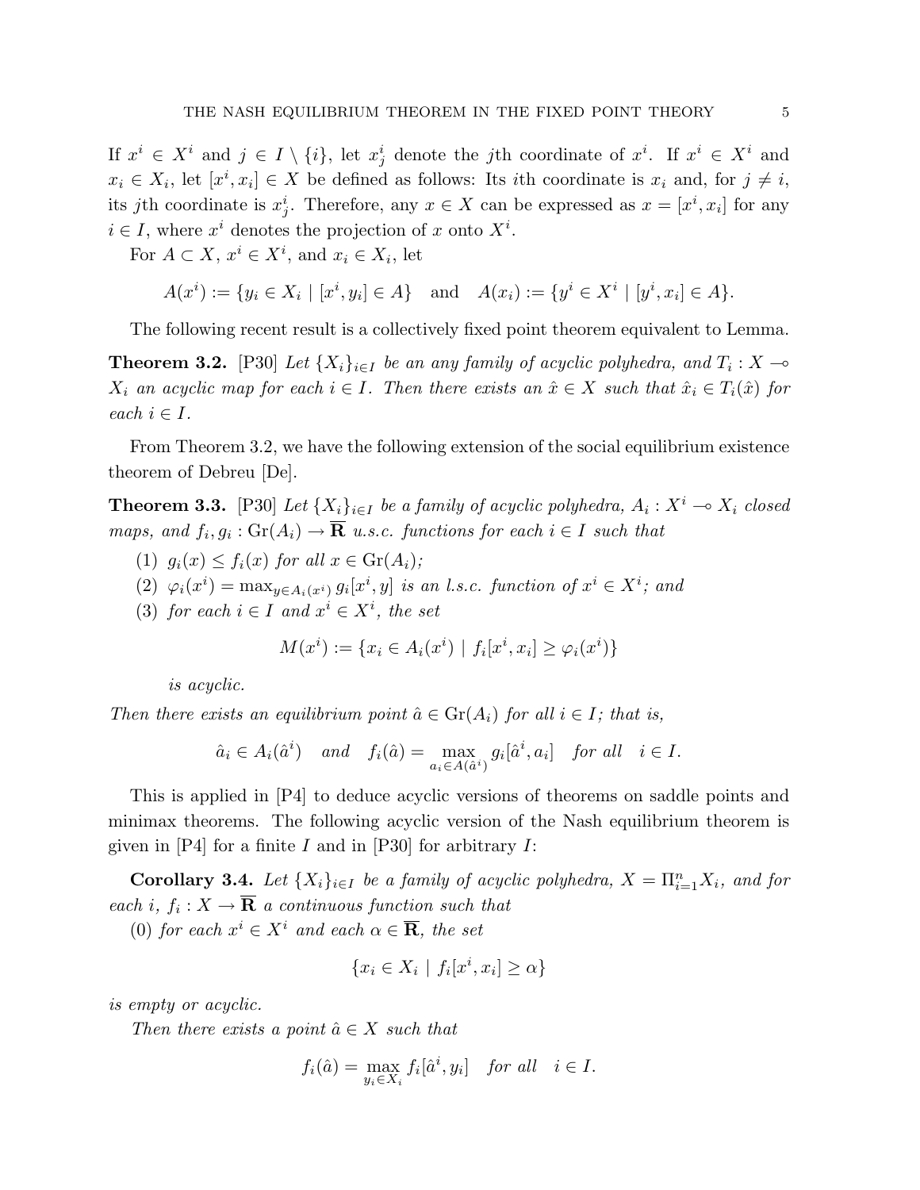If $x^i \in X^i$ and $j \in I \setminus \{i\}$, let $x^i_j$ denote the $j$th coordinate of $x^i$. If $x^i \in X^i$ and $x_i \in X_i$, let $[x^i, x_i] \in X$ be defined as follows: Its $i$th coordinate is $x_i$ and, for $j \neq i$, its $j$th coordinate is $x^i_j$. Therefore, any $x \in X$ can be expressed as $x = [x^i, x_i]$ for any $i \in I$, where $x^i$ denotes the projection of $x$ onto $X^i$.

For $A \subset X$, $x^i \in X^i$, and $x_i \in X_i$, let

$$A(x^i) := \{y_i \in X_i \mid [x^i, y_i] \in A\} \quad \text{and} \quad A(x_i) := \{y^i \in X^i \mid [y^i, x_i] \in A\}.$$

The following recent result is a collectively fixed point theorem equivalent to Lemma.

**Theorem 3.2.** [P30] *Let $\{X_i\}_{i\in I}$ be an any family of acyclic polyhedra, and $T_i : X \multimap X_i$ an acyclic map for each $i \in I$. Then there exists an $\hat{x} \in X$ such that $\hat{x}_i \in T_i(\hat{x})$ for each $i \in I$.*

From Theorem 3.2, we have the following extension of the social equilibrium existence theorem of Debreu [De].

**Theorem 3.3.** [P30] *Let $\{X_i\}_{i\in I}$ be a family of acyclic polyhedra, $A_i : X^i \multimap X_i$ closed maps, and $f_i, g_i : \mathrm{Gr}(A_i) \to \overline{\mathbf{R}}$ u.s.c. functions for each $i \in I$ such that*

1. *$g_i(x) \leq f_i(x)$ for all $x \in \mathrm{Gr}(A_i)$;*
2. *$\varphi_i(x^i) = \max_{y \in A_i(x^i)} g_i[x^i, y]$ is an l.s.c. function of $x^i \in X^i$; and*
3. *for each $i \in I$ and $x^i \in X^i$, the set*

$$M(x^i) := \{x_i \in A_i(x^i) \mid f_i[x^i, x_i] \geq \varphi_i(x^i)\}$$

*is acyclic.*

*Then there exists an equilibrium point $\hat{a} \in \mathrm{Gr}(A_i)$ for all $i \in I$; that is,*

$$\hat{a}_i \in A_i(\hat{a}^i) \quad \text{and} \quad f_i(\hat{a}) = \max_{a_i \in A(\hat{a}^i)} g_i[\hat{a}^i, a_i] \quad \text{for all} \quad i \in I.$$

This is applied in [P4] to deduce acyclic versions of theorems on saddle points and minimax theorems. The following acyclic version of the Nash equilibrium theorem is given in [P4] for a finite $I$ and in [P30] for arbitrary $I$:

**Corollary 3.4.** *Let $\{X_i\}_{i\in I}$ be a family of acyclic polyhedra, $X = \Pi_{i=1}^n X_i$, and for each $i$, $f_i : X \to \overline{\mathbf{R}}$ a continuous function such that*

(0) *for each $x^i \in X^i$ and each $\alpha \in \overline{\mathbf{R}}$, the set*

$$\{x_i \in X_i \mid f_i[x^i, x_i] \geq \alpha\}$$

*is empty or acyclic.*

*Then there exists a point $\hat{a} \in X$ such that*

$$f_i(\hat{a}) = \max_{y_i \in X_i} f_i[\hat{a}^i, y_i] \quad \text{for all} \quad i \in I.$$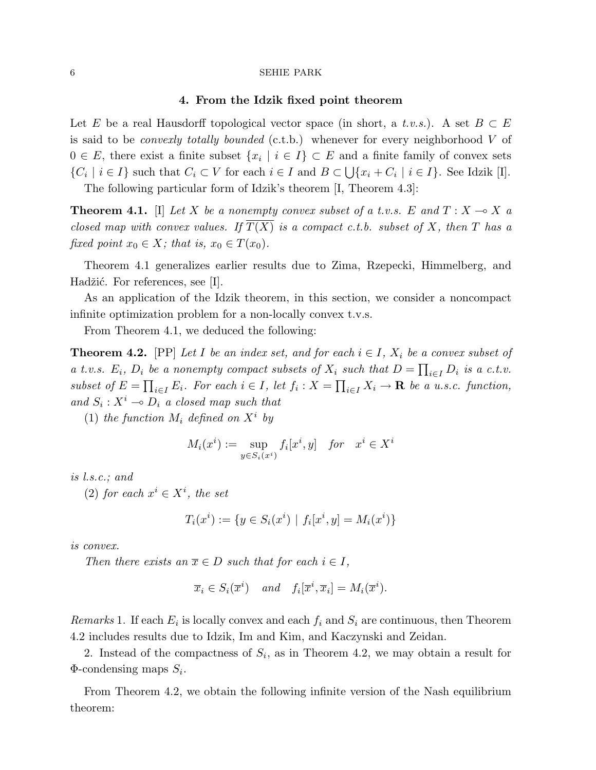## 4. From the Idzik fixed point theorem

Let $E$ be a real Hausdorff topological vector space (in short, a *t.v.s.*). A set $B \subset E$ is said to be *convexly totally bounded* (c.t.b.) whenever for every neighborhood $V$ of $0 \in E$, there exist a finite subset $\{x_i \mid i \in I\} \subset E$ and a finite family of convex sets $\{C_i \mid i \in I\}$ such that $C_i \subset V$ for each $i \in I$ and $B \subset \bigcup\{x_i + C_i \mid i \in I\}$. See Idzik [I].

The following particular form of Idzik's theorem [I, Theorem 4.3]:

**Theorem 4.1.** [I] *Let $X$ be a nonempty convex subset of a t.v.s. $E$ and $T : X \multimap X$ a closed map with convex values. If $\overline{T(X)}$ is a compact c.t.b. subset of $X$, then $T$ has a fixed point $x_0 \in X$; that is, $x_0 \in T(x_0)$.*

Theorem 4.1 generalizes earlier results due to Zima, Rzepecki, Himmelberg, and Hadžić. For references, see [I].

As an application of the Idzik theorem, in this section, we consider a noncompact infinite optimization problem for a non-locally convex t.v.s.

From Theorem 4.1, we deduced the following:

**Theorem 4.2.** [PP] *Let $I$ be an index set, and for each $i \in I$, $X_i$ be a convex subset of a t.v.s. $E_i$, $D_i$ be a nonempty compact subsets of $X_i$ such that $D = \prod_{i\in I} D_i$ is a c.t.v. subset of $E = \prod_{i\in I} E_i$. For each $i \in I$, let $f_i : X = \prod_{i\in I} X_i \to \mathbf{R}$ be a u.s.c. function, and $S_i : X^i \multimap D_i$ a closed map such that*

(1) *the function $M_i$ defined on $X^i$ by*

$$M_i(x^i) := \sup_{y\in S_i(x^i)} f_i[x^i, y] \quad \text{for} \quad x^i \in X^i$$

*is l.s.c.; and*

(2) *for each $x^i \in X^i$, the set*

$$T_i(x^i) := \{y \in S_i(x^i) \mid f_i[x^i, y] = M_i(x^i)\}$$

*is convex.*

*Then there exists an $\overline{x} \in D$ such that for each $i \in I$,*

$$\overline{x}_i \in S_i(\overline{x}^i) \quad \text{and} \quad f_i[\overline{x}^i, \overline{x}_i] = M_i(\overline{x}^i).$$

*Remarks* 1. If each $E_i$ is locally convex and each $f_i$ and $S_i$ are continuous, then Theorem 4.2 includes results due to Idzik, Im and Kim, and Kaczynski and Zeidan.

2. Instead of the compactness of $S_i$, as in Theorem 4.2, we may obtain a result for $\Phi$-condensing maps $S_i$.

From Theorem 4.2, we obtain the following infinite version of the Nash equilibrium theorem: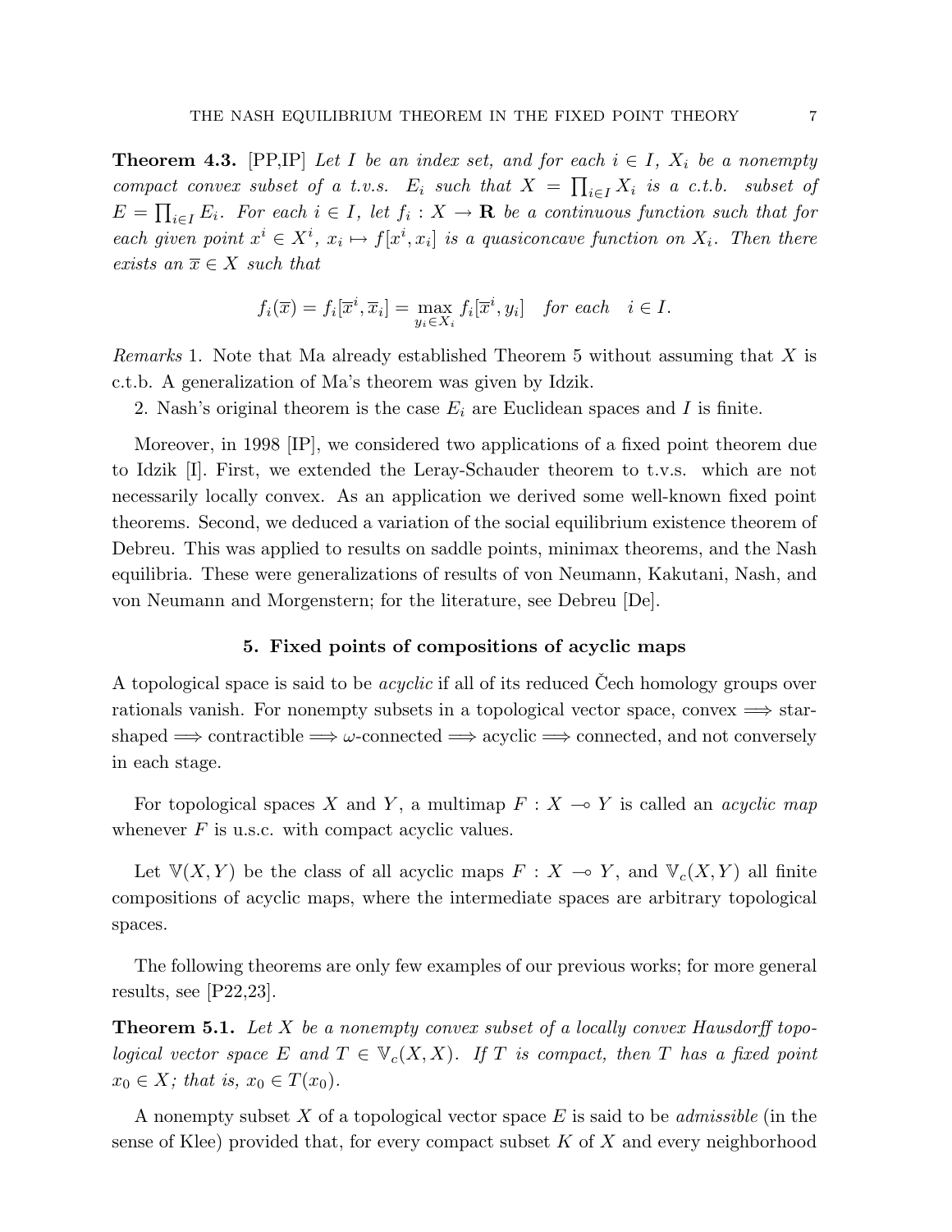**Theorem 4.3.** [PP,IP] *Let $I$ be an index set, and for each $i \in I$, $X_i$ be a nonempty compact convex subset of a t.v.s. $E_i$ such that $X = \prod_{i \in I} X_i$ is a c.t.b. subset of $E = \prod_{i \in I} E_i$. For each $i \in I$, let $f_i : X \to \mathbf{R}$ be a continuous function such that for each given point $x^i \in X^i$, $x_i \mapsto f[x^i, x_i]$ is a quasiconcave function on $X_i$. Then there exists an $\overline{x} \in X$ such that*

$$f_i(\overline{x}) = f_i[\overline{x}^i, \overline{x}_i] = \max_{y_i \in X_i} f_i[\overline{x}^i, y_i] \quad \textit{for each} \quad i \in I.$$

*Remarks* 1. Note that Ma already established Theorem 5 without assuming that $X$ is c.t.b. A generalization of Ma's theorem was given by Idzik.

2. Nash's original theorem is the case $E_i$ are Euclidean spaces and $I$ is finite.

Moreover, in 1998 [IP], we considered two applications of a fixed point theorem due to Idzik [I]. First, we extended the Leray-Schauder theorem to t.v.s. which are not necessarily locally convex. As an application we derived some well-known fixed point theorems. Second, we deduced a variation of the social equilibrium existence theorem of Debreu. This was applied to results on saddle points, minimax theorems, and the Nash equilibria. These were generalizations of results of von Neumann, Kakutani, Nash, and von Neumann and Morgenstern; for the literature, see Debreu [De].

## 5. Fixed points of compositions of acyclic maps

A topological space is said to be *acyclic* if all of its reduced Čech homology groups over rationals vanish. For nonempty subsets in a topological vector space, convex $\Longrightarrow$ star-shaped $\Longrightarrow$ contractible $\Longrightarrow$ $\omega$-connected $\Longrightarrow$ acyclic $\Longrightarrow$ connected, and not conversely in each stage.

For topological spaces $X$ and $Y$, a multimap $F : X \multimap Y$ is called an *acyclic map* whenever $F$ is u.s.c. with compact acyclic values.

Let $\mathbb{V}(X, Y)$ be the class of all acyclic maps $F : X \multimap Y$, and $\mathbb{V}_c(X, Y)$ all finite compositions of acyclic maps, where the intermediate spaces are arbitrary topological spaces.

The following theorems are only few examples of our previous works; for more general results, see [P22,23].

**Theorem 5.1.** *Let $X$ be a nonempty convex subset of a locally convex Hausdorff topological vector space $E$ and $T \in \mathbb{V}_c(X, X)$. If $T$ is compact, then $T$ has a fixed point $x_0 \in X$; that is, $x_0 \in T(x_0)$.*

A nonempty subset $X$ of a topological vector space $E$ is said to be *admissible* (in the sense of Klee) provided that, for every compact subset $K$ of $X$ and every neighborhood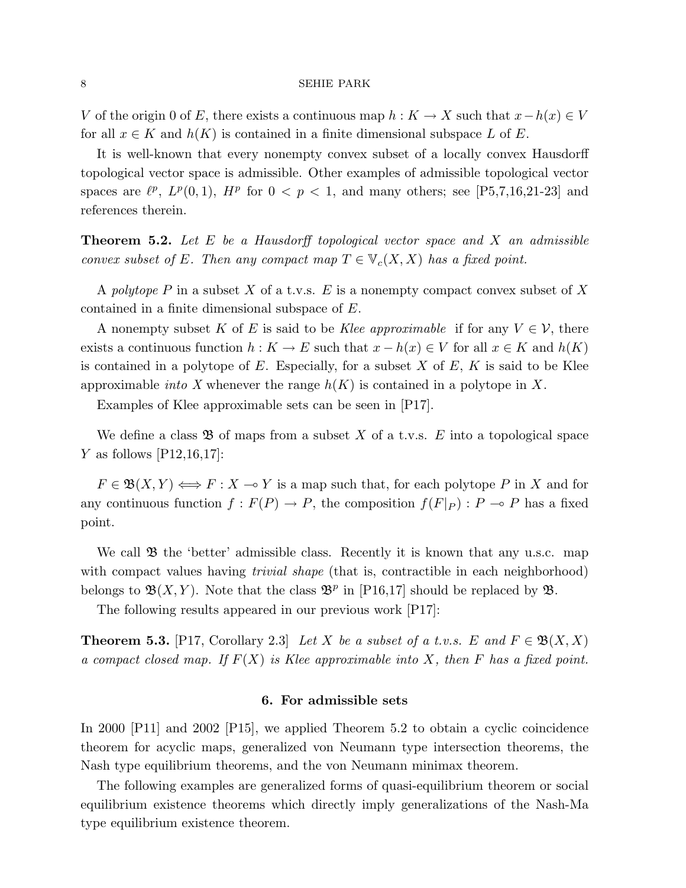$V$ of the origin 0 of $E$, there exists a continuous map $h : K \to X$ such that $x - h(x) \in V$ for all $x \in K$ and $h(K)$ is contained in a finite dimensional subspace $L$ of $E$.

It is well-known that every nonempty convex subset of a locally convex Hausdorff topological vector space is admissible. Other examples of admissible topological vector spaces are $\ell^p$, $L^p(0,1)$, $H^p$ for $0 < p < 1$, and many others; see [P5,7,16,21-23] and references therein.

**Theorem 5.2.** *Let $E$ be a Hausdorff topological vector space and $X$ an admissible convex subset of $E$. Then any compact map $T \in \mathbb{V}_c(X,X)$ has a fixed point.*

A *polytope* $P$ in a subset $X$ of a t.v.s. $E$ is a nonempty compact convex subset of $X$ contained in a finite dimensional subspace of $E$.

A nonempty subset $K$ of $E$ is said to be *Klee approximable* if for any $V \in \mathcal{V}$, there exists a continuous function $h : K \to E$ such that $x - h(x) \in V$ for all $x \in K$ and $h(K)$ is contained in a polytope of $E$. Especially, for a subset $X$ of $E$, $K$ is said to be Klee approximable *into* $X$ whenever the range $h(K)$ is contained in a polytope in $X$.

Examples of Klee approximable sets can be seen in [P17].

We define a class $\mathfrak{B}$ of maps from a subset $X$ of a t.v.s. $E$ into a topological space $Y$ as follows [P12,16,17]:

$F \in \mathfrak{B}(X,Y) \Longleftrightarrow F : X \multimap Y$ is a map such that, for each polytope $P$ in $X$ and for any continuous function $f : F(P) \to P$, the composition $f(F|_P) : P \multimap P$ has a fixed point.

We call $\mathfrak{B}$ the 'better' admissible class. Recently it is known that any u.s.c. map with compact values having *trivial shape* (that is, contractible in each neighborhood) belongs to $\mathfrak{B}(X,Y)$. Note that the class $\mathfrak{B}^p$ in [P16,17] should be replaced by $\mathfrak{B}$.

The following results appeared in our previous work [P17]:

**Theorem 5.3.** [P17, Corollary 2.3] *Let $X$ be a subset of a t.v.s. $E$ and $F \in \mathfrak{B}(X,X)$ a compact closed map. If $F(X)$ is Klee approximable into $X$, then $F$ has a fixed point.*

## 6. For admissible sets

In 2000 [P11] and 2002 [P15], we applied Theorem 5.2 to obtain a cyclic coincidence theorem for acyclic maps, generalized von Neumann type intersection theorems, the Nash type equilibrium theorems, and the von Neumann minimax theorem.

The following examples are generalized forms of quasi-equilibrium theorem or social equilibrium existence theorems which directly imply generalizations of the Nash-Ma type equilibrium existence theorem.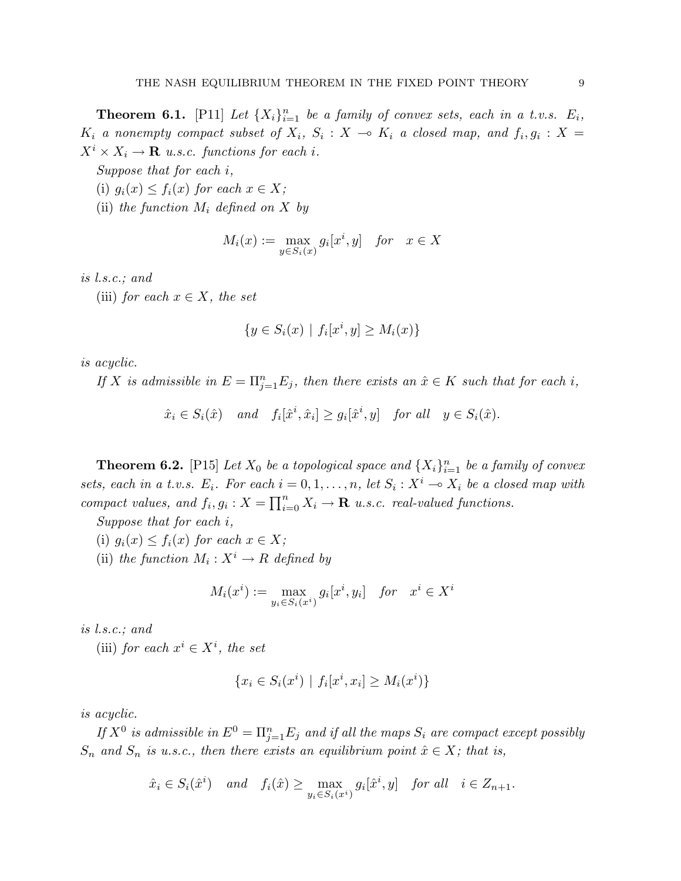**Theorem 6.1.** [P11] *Let $\{X_i\}_{i=1}^n$ be a family of convex sets, each in a t.v.s. $E_i$, $K_i$ a nonempty compact subset of $X_i$, $S_i : X \multimap K_i$ a closed map, and $f_i, g_i : X = X^i \times X_i \to \mathbf{R}$ u.s.c. functions for each $i$.*

*Suppose that for each $i$,*

(i) *$g_i(x) \leq f_i(x)$ for each $x \in X$;*

(ii) *the function $M_i$ defined on $X$ by*

$$M_i(x) := \max_{y \in S_i(x)} g_i[x^i, y] \quad for \quad x \in X$$

*is l.s.c.; and*

(iii) *for each $x \in X$, the set*

$$\{y \in S_i(x) \mid f_i[x^i, y] \geq M_i(x)\}$$

*is acyclic.*

*If $X$ is admissible in $E = \Pi_{j=1}^n E_j$, then there exists an $\hat{x} \in K$ such that for each $i$,*

$$\hat{x}_i \in S_i(\hat{x}) \quad and \quad f_i[\hat{x}^i, \hat{x}_i] \geq g_i[\hat{x}^i, y] \quad for \ all \quad y \in S_i(\hat{x}).$$

**Theorem 6.2.** [P15] *Let $X_0$ be a topological space and $\{X_i\}_{i=1}^n$ be a family of convex sets, each in a t.v.s. $E_i$. For each $i = 0, 1, \ldots, n$, let $S_i : X^i \multimap X_i$ be a closed map with compact values, and $f_i, g_i : X = \prod_{i=0}^n X_i \to \mathbf{R}$ u.s.c. real-valued functions.*

*Suppose that for each $i$,*

(i) *$g_i(x) \leq f_i(x)$ for each $x \in X$;*

(ii) *the function $M_i : X^i \to R$ defined by*

$$M_i(x^i) := \max_{y_i \in S_i(x^i)} g_i[x^i, y_i] \quad for \quad x^i \in X^i$$

*is l.s.c.; and*

(iii) *for each $x^i \in X^i$, the set*

$$\{x_i \in S_i(x^i) \mid f_i[x^i, x_i] \geq M_i(x^i)\}$$

*is acyclic.*

*If $X^0$ is admissible in $E^0 = \Pi_{j=1}^n E_j$ and if all the maps $S_i$ are compact except possibly $S_n$ and $S_n$ is u.s.c., then there exists an equilibrium point $\hat{x} \in X$; that is,*

$$\hat{x}_i \in S_i(\hat{x}^i) \quad and \quad f_i(\hat{x}) \geq \max_{y_i \in S_i(x^i)} g_i[\hat{x}^i, y] \quad for \ all \quad i \in Z_{n+1}.$$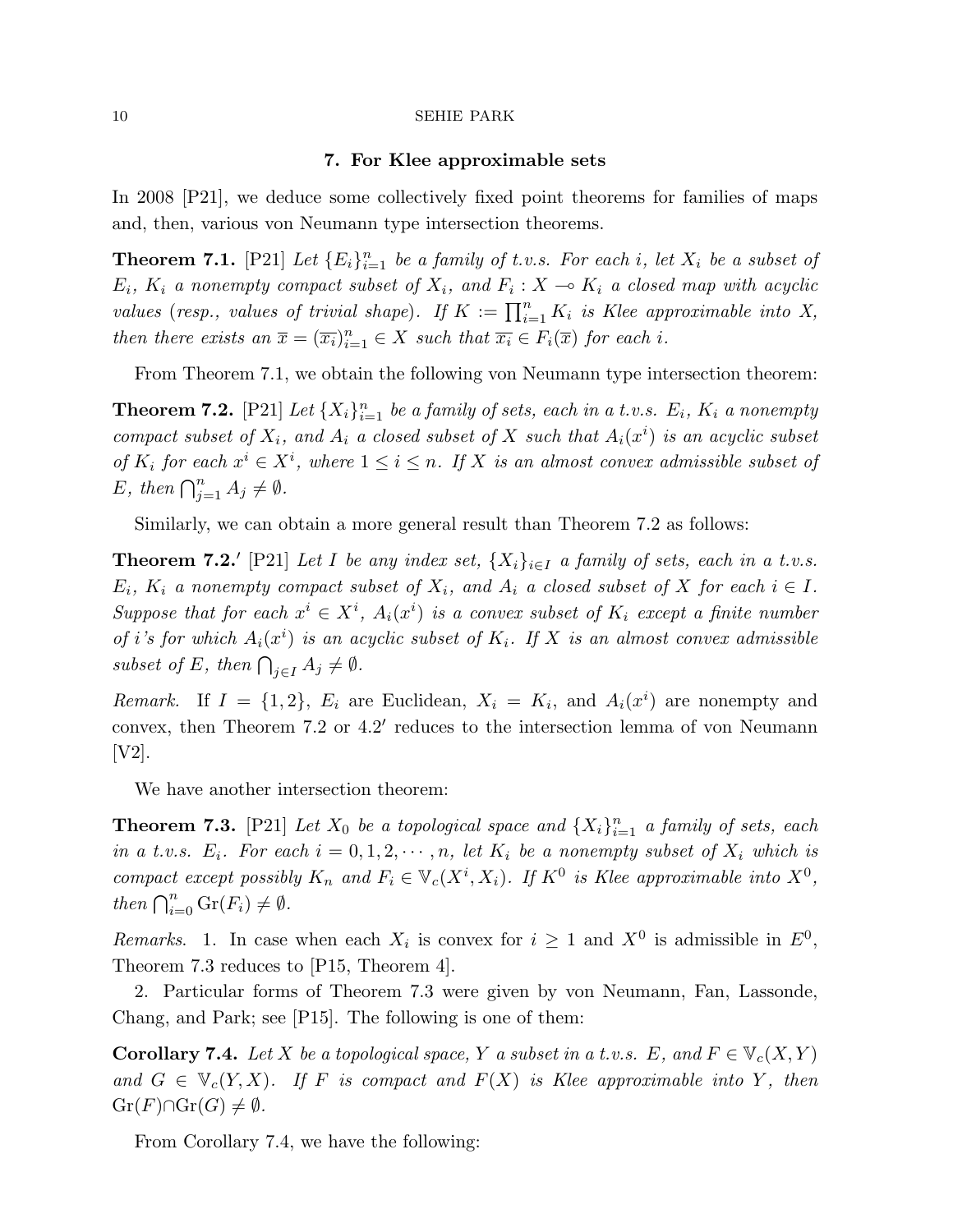## 7. For Klee approximable sets

In 2008 [P21], we deduce some collectively fixed point theorems for families of maps and, then, various von Neumann type intersection theorems.

**Theorem 7.1.** [P21] *Let $\{E_i\}_{i=1}^n$ be a family of t.v.s. For each $i$, let $X_i$ be a subset of $E_i$, $K_i$ a nonempty compact subset of $X_i$, and $F_i : X \multimap K_i$ a closed map with acyclic values (resp., values of trivial shape). If $K := \prod_{i=1}^n K_i$ is Klee approximable into $X$, then there exists an $\overline{x} = (\overline{x_i})_{i=1}^n \in X$ such that $\overline{x_i} \in F_i(\overline{x})$ for each $i$.*

From Theorem 7.1, we obtain the following von Neumann type intersection theorem:

**Theorem 7.2.** [P21] *Let $\{X_i\}_{i=1}^n$ be a family of sets, each in a t.v.s. $E_i$, $K_i$ a nonempty compact subset of $X_i$, and $A_i$ a closed subset of $X$ such that $A_i(x^i)$ is an acyclic subset of $K_i$ for each $x^i \in X^i$, where $1 \leq i \leq n$. If $X$ is an almost convex admissible subset of $E$, then $\bigcap_{j=1}^n A_j \neq \emptyset$.*

Similarly, we can obtain a more general result than Theorem 7.2 as follows:

**Theorem 7.2.′** [P21] *Let $I$ be any index set, $\{X_i\}_{i\in I}$ a family of sets, each in a t.v.s. $E_i$, $K_i$ a nonempty compact subset of $X_i$, and $A_i$ a closed subset of $X$ for each $i \in I$. Suppose that for each $x^i \in X^i$, $A_i(x^i)$ is a convex subset of $K_i$ except a finite number of $i$'s for which $A_i(x^i)$ is an acyclic subset of $K_i$. If $X$ is an almost convex admissible subset of $E$, then $\bigcap_{j\in I} A_j \neq \emptyset$.*

*Remark.* If $I = \{1, 2\}$, $E_i$ are Euclidean, $X_i = K_i$, and $A_i(x^i)$ are nonempty and convex, then Theorem 7.2 or 4.2′ reduces to the intersection lemma of von Neumann [V2].

We have another intersection theorem:

**Theorem 7.3.** [P21] *Let $X_0$ be a topological space and $\{X_i\}_{i=1}^n$ a family of sets, each in a t.v.s. $E_i$. For each $i = 0, 1, 2, \cdots, n$, let $K_i$ be a nonempty subset of $X_i$ which is compact except possibly $K_n$ and $F_i \in \mathbb{V}_c(X^i, X_i)$. If $K^0$ is Klee approximable into $X^0$, then $\bigcap_{i=0}^n \mathrm{Gr}(F_i) \neq \emptyset$.*

*Remarks.* 1. In case when each $X_i$ is convex for $i \geq 1$ and $X^0$ is admissible in $E^0$, Theorem 7.3 reduces to [P15, Theorem 4].

2. Particular forms of Theorem 7.3 were given by von Neumann, Fan, Lassonde, Chang, and Park; see [P15]. The following is one of them:

**Corollary 7.4.** *Let $X$ be a topological space, $Y$ a subset in a t.v.s. $E$, and $F \in \mathbb{V}_c(X, Y)$ and $G \in \mathbb{V}_c(Y, X)$. If $F$ is compact and $F(X)$ is Klee approximable into $Y$, then $\mathrm{Gr}(F) \cap \mathrm{Gr}(G) \neq \emptyset$.*

From Corollary 7.4, we have the following: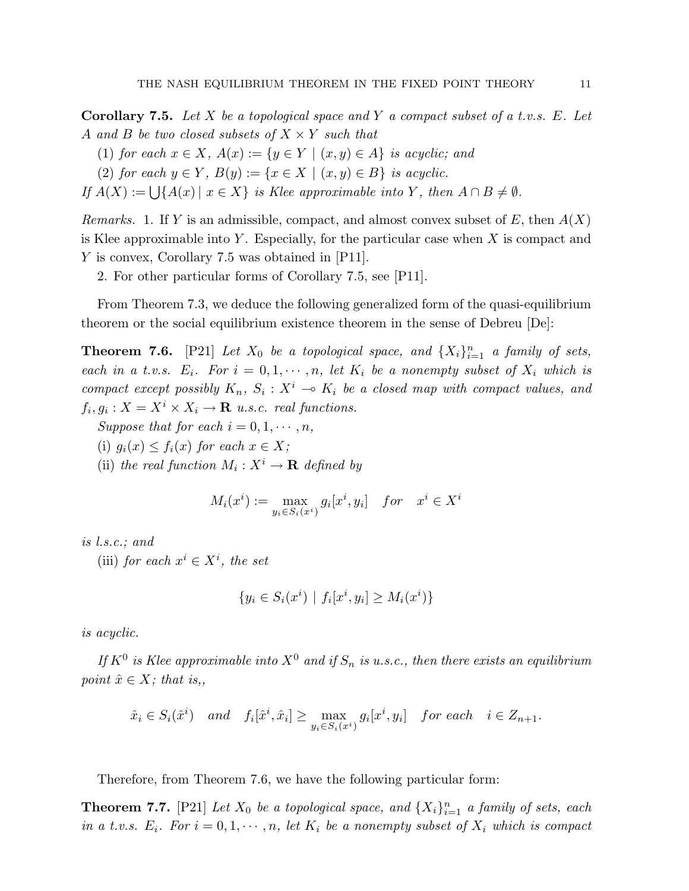**Corollary 7.5.** *Let $X$ be a topological space and $Y$ a compact subset of a t.v.s. $E$. Let $A$ and $B$ be two closed subsets of $X \times Y$ such that*

(1) *for each $x \in X$, $A(x) := \{y \in Y \mid (x, y) \in A\}$ is acyclic; and*

(2) *for each $y \in Y$, $B(y) := \{x \in X \mid (x, y) \in B\}$ is acyclic.*

*If $A(X) := \bigcup\{A(x) \mid x \in X\}$ is Klee approximable into $Y$, then $A \cap B \neq \emptyset$.*

*Remarks.* 1. If $Y$ is an admissible, compact, and almost convex subset of $E$, then $A(X)$ is Klee approximable into $Y$. Especially, for the particular case when $X$ is compact and $Y$ is convex, Corollary 7.5 was obtained in [P11].

2. For other particular forms of Corollary 7.5, see [P11].

From Theorem 7.3, we deduce the following generalized form of the quasi-equilibrium theorem or the social equilibrium existence theorem in the sense of Debreu [De]:

**Theorem 7.6.** [P21] *Let $X_0$ be a topological space, and $\{X_i\}_{i=1}^n$ a family of sets, each in a t.v.s. $E_i$. For $i = 0, 1, \cdots, n$, let $K_i$ be a nonempty subset of $X_i$ which is compact except possibly $K_n$, $S_i : X^i \multimap K_i$ be a closed map with compact values, and $f_i, g_i : X = X^i \times X_i \to \mathbf{R}$ u.s.c. real functions.*

*Suppose that for each $i = 0, 1, \cdots, n$,*

(i) *$g_i(x) \leq f_i(x)$ for each $x \in X$;*

(ii) *the real function $M_i : X^i \to \mathbf{R}$ defined by*

$$M_i(x^i) := \max_{y_i \in S_i(x^i)} g_i[x^i, y_i] \quad for \quad x^i \in X^i$$

*is l.s.c.; and*

(iii) *for each $x^i \in X^i$, the set*

$$\{y_i \in S_i(x^i) \mid f_i[x^i, y_i] \geq M_i(x^i)\}$$

*is acyclic.*

*If $K^0$ is Klee approximable into $X^0$ and if $S_n$ is u.s.c., then there exists an equilibrium point $\hat{x} \in X$; that is,,*

$$\hat{x}_i \in S_i(\hat{x}^i) \quad and \quad f_i[\hat{x}^i, \hat{x}_i] \geq \max_{y_i \in S_i(x^i)} g_i[x^i, y_i] \quad for\ each \quad i \in Z_{n+1}.$$

Therefore, from Theorem 7.6, we have the following particular form:

**Theorem 7.7.** [P21] *Let $X_0$ be a topological space, and $\{X_i\}_{i=1}^n$ a family of sets, each in a t.v.s. $E_i$. For $i = 0, 1, \cdots, n$, let $K_i$ be a nonempty subset of $X_i$ which is compact*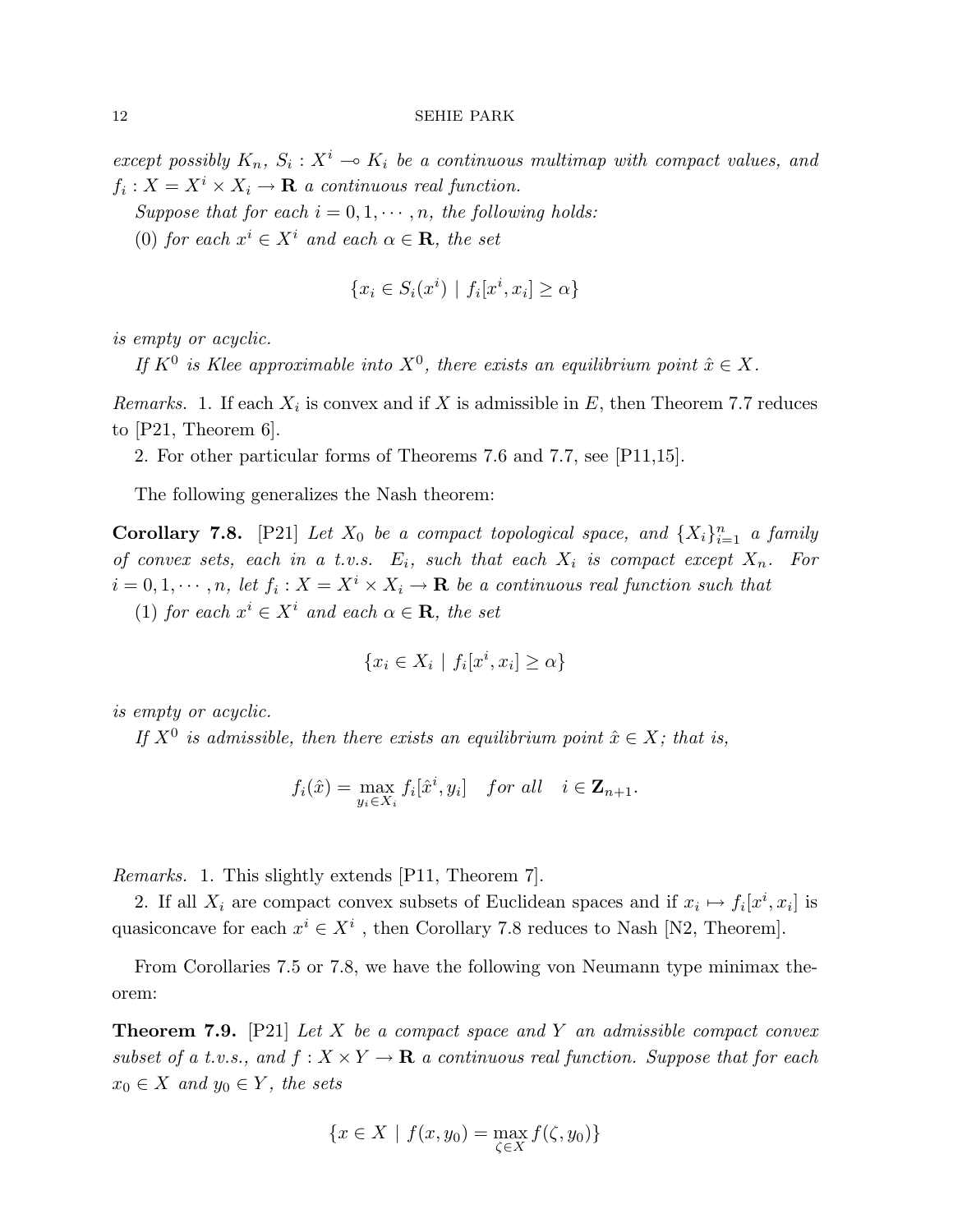*except possibly $K_n$, $S_i : X^i \multimap K_i$ be a continuous multimap with compact values, and $f_i : X = X^i \times X_i \to \mathbf{R}$ a continuous real function.*

*Suppose that for each $i = 0, 1, \cdots, n$, the following holds:*

(0) *for each $x^i \in X^i$ and each $\alpha \in \mathbf{R}$, the set*

$$\{x_i \in S_i(x^i) \mid f_i[x^i, x_i] \geq \alpha\}$$

*is empty or acyclic.*

*If $K^0$ is Klee approximable into $X^0$, there exists an equilibrium point $\hat{x} \in X$.*

*Remarks.* 1. If each $X_i$ is convex and if $X$ is admissible in $E$, then Theorem 7.7 reduces to [P21, Theorem 6].

2. For other particular forms of Theorems 7.6 and 7.7, see [P11,15].

The following generalizes the Nash theorem:

**Corollary 7.8.** [P21] *Let $X_0$ be a compact topological space, and $\{X_i\}_{i=1}^n$ a family of convex sets, each in a t.v.s. $E_i$, such that each $X_i$ is compact except $X_n$. For $i = 0, 1, \cdots, n$, let $f_i : X = X^i \times X_i \to \mathbf{R}$ be a continuous real function such that*

(1) *for each $x^i \in X^i$ and each $\alpha \in \mathbf{R}$, the set*

$$\{x_i \in X_i \mid f_i[x^i, x_i] \geq \alpha\}$$

*is empty or acyclic.*

*If $X^0$ is admissible, then there exists an equilibrium point $\hat{x} \in X$; that is,*

$$f_i(\hat{x}) = \max_{y_i \in X_i} f_i[\hat{x}^i, y_i] \quad for\ all \quad i \in \mathbf{Z}_{n+1}.$$

*Remarks.* 1. This slightly extends [P11, Theorem 7].

2. If all $X_i$ are compact convex subsets of Euclidean spaces and if $x_i \mapsto f_i[x^i, x_i]$ is quasiconcave for each $x^i \in X^i$, then Corollary 7.8 reduces to Nash [N2, Theorem].

From Corollaries 7.5 or 7.8, we have the following von Neumann type minimax theorem:

**Theorem 7.9.** [P21] *Let $X$ be a compact space and $Y$ an admissible compact convex subset of a t.v.s., and $f : X \times Y \to \mathbf{R}$ a continuous real function. Suppose that for each $x_0 \in X$ and $y_0 \in Y$, the sets*

$$\{x \in X \mid f(x, y_0) = \max_{\zeta \in X} f(\zeta, y_0)\}$$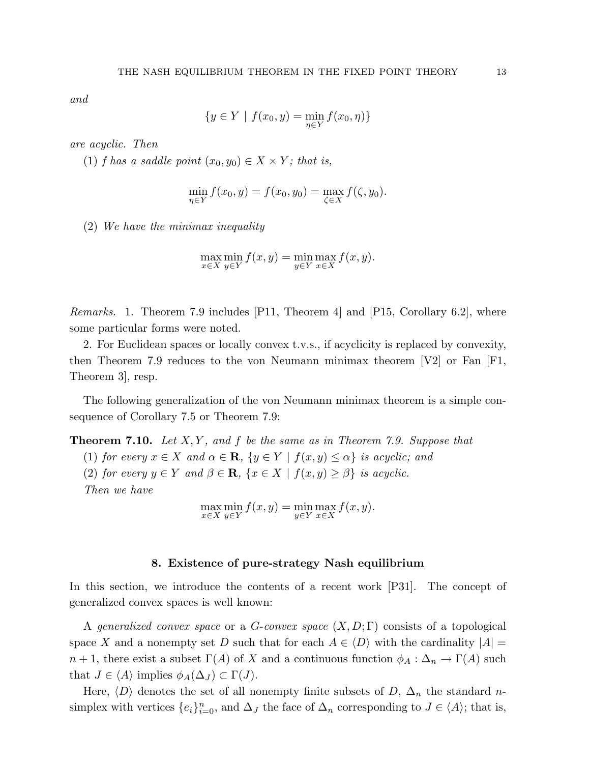*and*

$$\{y \in Y \mid f(x_0, y) = \min_{\eta \in Y} f(x_0, \eta)\}$$

*are acyclic. Then*

(1) *$f$ has a saddle point $(x_0, y_0) \in X \times Y$; that is,*

$$\min_{\eta \in Y} f(x_0, y) = f(x_0, y_0) = \max_{\zeta \in X} f(\zeta, y_0).$$

(2) *We have the minimax inequality*

$$\max_{x \in X} \min_{y \in Y} f(x, y) = \min_{y \in Y} \max_{x \in X} f(x, y).$$

*Remarks.* 1. Theorem 7.9 includes [P11, Theorem 4] and [P15, Corollary 6.2], where some particular forms were noted.

2. For Euclidean spaces or locally convex t.v.s., if acyclicity is replaced by convexity, then Theorem 7.9 reduces to the von Neumann minimax theorem [V2] or Fan [F1, Theorem 3], resp.

The following generalization of the von Neumann minimax theorem is a simple consequence of Corollary 7.5 or Theorem 7.9:

**Theorem 7.10.** *Let $X, Y$, and $f$ be the same as in Theorem 7.9. Suppose that*

(1) *for every $x \in X$ and $\alpha \in \mathbf{R}$, $\{y \in Y \mid f(x, y) \leq \alpha\}$ is acyclic; and*

(2) *for every $y \in Y$ and $\beta \in \mathbf{R}$, $\{x \in X \mid f(x, y) \geq \beta\}$ is acyclic.*

*Then we have*

$$\max_{x \in X} \min_{y \in Y} f(x, y) = \min_{y \in Y} \max_{x \in X} f(x, y).$$

## 8. Existence of pure-strategy Nash equilibrium

In this section, we introduce the contents of a recent work [P31]. The concept of generalized convex spaces is well known:

A *generalized convex space* or a *G-convex space* $(X, D; \Gamma)$ consists of a topological space $X$ and a nonempty set $D$ such that for each $A \in \langle D \rangle$ with the cardinality $|A| = n + 1$, there exist a subset $\Gamma(A)$ of $X$ and a continuous function $\phi_A : \Delta_n \to \Gamma(A)$ such that $J \in \langle A \rangle$ implies $\phi_A(\Delta_J) \subset \Gamma(J)$.

Here, $\langle D \rangle$ denotes the set of all nonempty finite subsets of $D$, $\Delta_n$ the standard $n$-simplex with vertices $\{e_i\}_{i=0}^n$, and $\Delta_J$ the face of $\Delta_n$ corresponding to $J \in \langle A \rangle$; that is,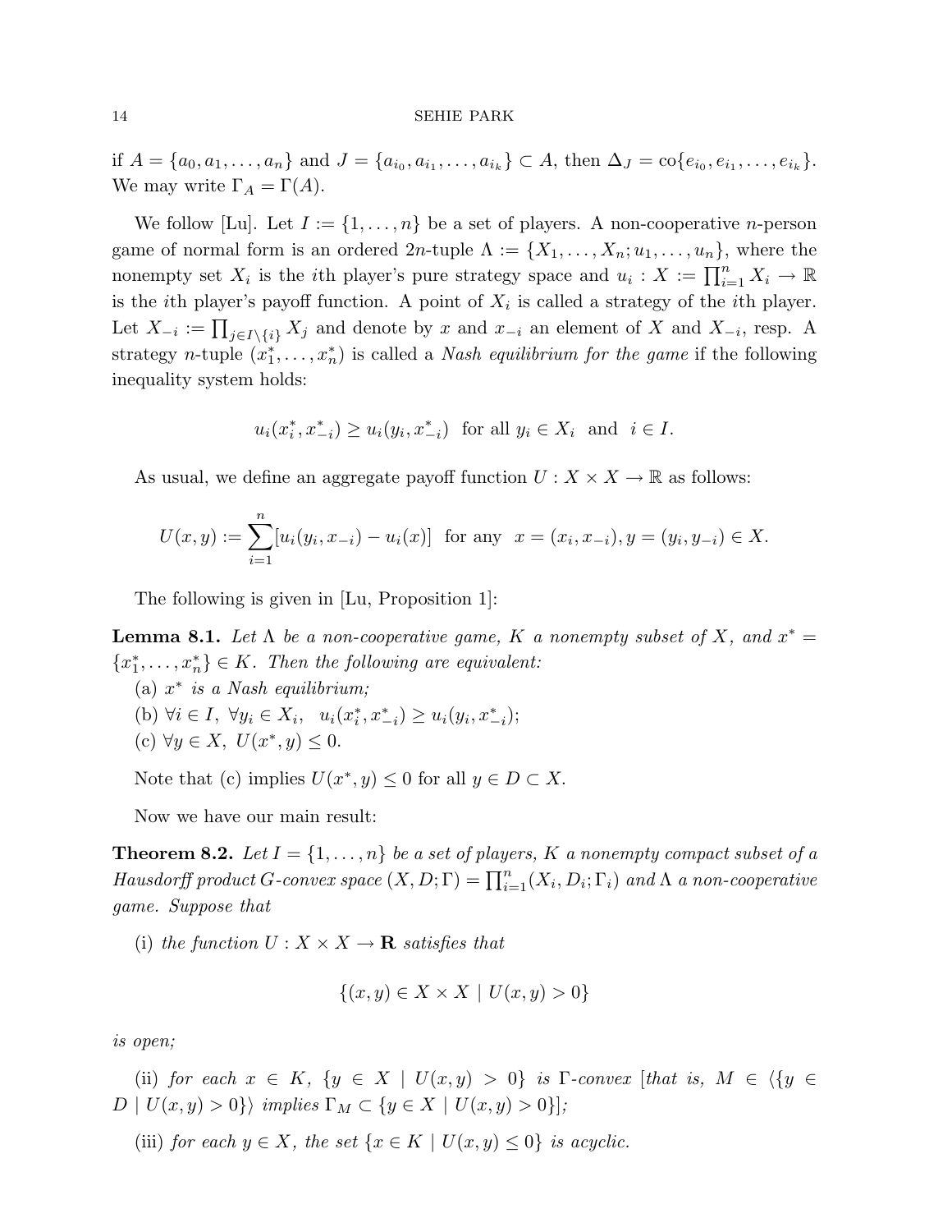if $A = \{a_0, a_1, \ldots, a_n\}$ and $J = \{a_{i_0}, a_{i_1}, \ldots, a_{i_k}\} \subset A$, then $\Delta_J = \text{co}\{e_{i_0}, e_{i_1}, \ldots, e_{i_k}\}$. We may write $\Gamma_A = \Gamma(A)$.

We follow [Lu]. Let $I := \{1, \ldots, n\}$ be a set of players. A non-cooperative $n$-person game of normal form is an ordered $2n$-tuple $\Lambda := \{X_1, \ldots, X_n; u_1, \ldots, u_n\}$, where the nonempty set $X_i$ is the $i$th player's pure strategy space and $u_i : X := \prod_{i=1}^n X_i \to \mathbb{R}$ is the $i$th player's payoff function. A point of $X_i$ is called a strategy of the $i$th player. Let $X_{-i} := \prod_{j \in I \setminus \{i\}} X_j$ and denote by $x$ and $x_{-i}$ an element of $X$ and $X_{-i}$, resp. A strategy $n$-tuple $(x_1^*, \ldots, x_n^*)$ is called a *Nash equilibrium for the game* if the following inequality system holds:

$$u_i(x_i^*, x_{-i}^*) \geq u_i(y_i, x_{-i}^*) \quad \text{for all } y_i \in X_i \quad \text{and} \quad i \in I.$$

As usual, we define an aggregate payoff function $U : X \times X \to \mathbb{R}$ as follows:

$$U(x, y) := \sum_{i=1}^n [u_i(y_i, x_{-i}) - u_i(x)] \quad \text{for any} \quad x = (x_i, x_{-i}), y = (y_i, y_{-i}) \in X.$$

The following is given in [Lu, Proposition 1]:

**Lemma 8.1.** *Let $\Lambda$ be a non-cooperative game, $K$ a nonempty subset of $X$, and $x^* = \{x_1^*, \ldots, x_n^*\} \in K$. Then the following are equivalent:*

(a) *$x^*$ is a Nash equilibrium;*

(b) *$\forall i \in I,\ \forall y_i \in X_i, \quad u_i(x_i^*, x_{-i}^*) \geq u_i(y_i, x_{-i}^*)$;*

(c) *$\forall y \in X,\ U(x^*, y) \leq 0$.*

Note that (c) implies $U(x^*, y) \leq 0$ for all $y \in D \subset X$.

Now we have our main result:

**Theorem 8.2.** *Let $I = \{1, \ldots, n\}$ be a set of players, $K$ a nonempty compact subset of a Hausdorff product $G$-convex space $(X, D; \Gamma) = \prod_{i=1}^n (X_i, D_i; \Gamma_i)$ and $\Lambda$ a non-cooperative game. Suppose that*

(i) *the function $U : X \times X \to \mathbf{R}$ satisfies that*

$$\{(x, y) \in X \times X \mid U(x, y) > 0\}$$

*is open;*

(ii) *for each $x \in K$, $\{y \in X \mid U(x, y) > 0\}$ is $\Gamma$-convex [that is, $M \in \langle \{y \in D \mid U(x, y) > 0\} \rangle$ implies $\Gamma_M \subset \{y \in X \mid U(x, y) > 0\}$];*

(iii) *for each $y \in X$, the set $\{x \in K \mid U(x, y) \leq 0\}$ is acyclic.*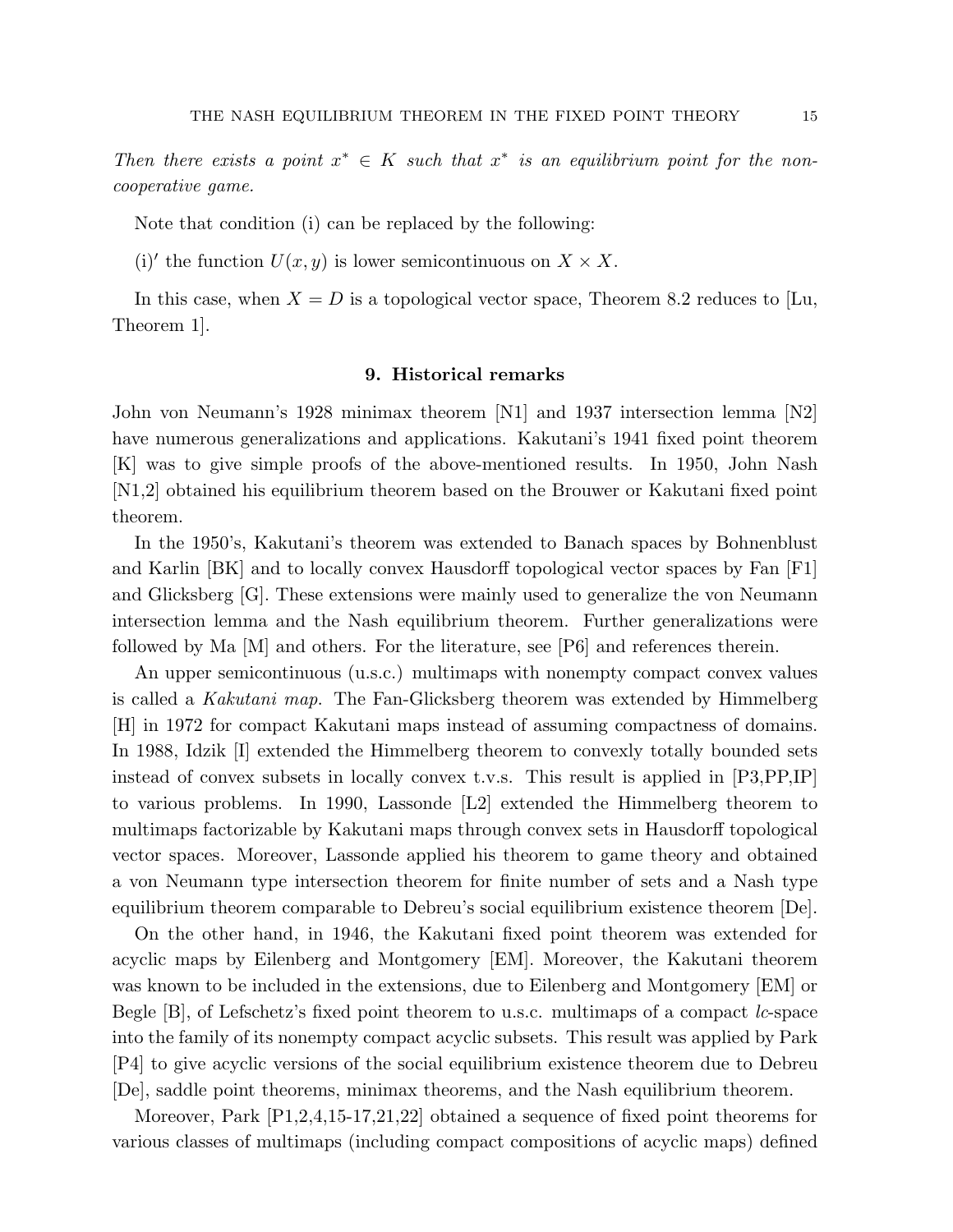*Then there exists a point $x^* \in K$ such that $x^*$ is an equilibrium point for the non-cooperative game.*

Note that condition (i) can be replaced by the following:

(i)′ the function $U(x, y)$ is lower semicontinuous on $X \times X$.

In this case, when $X = D$ is a topological vector space, Theorem 8.2 reduces to [Lu, Theorem 1].

## 9. Historical remarks

John von Neumann's 1928 minimax theorem [N1] and 1937 intersection lemma [N2] have numerous generalizations and applications. Kakutani's 1941 fixed point theorem [K] was to give simple proofs of the above-mentioned results. In 1950, John Nash [N1,2] obtained his equilibrium theorem based on the Brouwer or Kakutani fixed point theorem.

In the 1950's, Kakutani's theorem was extended to Banach spaces by Bohnenblust and Karlin [BK] and to locally convex Hausdorff topological vector spaces by Fan [F1] and Glicksberg [G]. These extensions were mainly used to generalize the von Neumann intersection lemma and the Nash equilibrium theorem. Further generalizations were followed by Ma [M] and others. For the literature, see [P6] and references therein.

An upper semicontinuous (u.s.c.) multimaps with nonempty compact convex values is called a *Kakutani map*. The Fan-Glicksberg theorem was extended by Himmelberg [H] in 1972 for compact Kakutani maps instead of assuming compactness of domains. In 1988, Idzik [I] extended the Himmelberg theorem to convexly totally bounded sets instead of convex subsets in locally convex t.v.s. This result is applied in [P3,PP,IP] to various problems. In 1990, Lassonde [L2] extended the Himmelberg theorem to multimaps factorizable by Kakutani maps through convex sets in Hausdorff topological vector spaces. Moreover, Lassonde applied his theorem to game theory and obtained a von Neumann type intersection theorem for finite number of sets and a Nash type equilibrium theorem comparable to Debreu's social equilibrium existence theorem [De].

On the other hand, in 1946, the Kakutani fixed point theorem was extended for acyclic maps by Eilenberg and Montgomery [EM]. Moreover, the Kakutani theorem was known to be included in the extensions, due to Eilenberg and Montgomery [EM] or Begle [B], of Lefschetz's fixed point theorem to u.s.c. multimaps of a compact *lc*-space into the family of its nonempty compact acyclic subsets. This result was applied by Park [P4] to give acyclic versions of the social equilibrium existence theorem due to Debreu [De], saddle point theorems, minimax theorems, and the Nash equilibrium theorem.

Moreover, Park [P1,2,4,15-17,21,22] obtained a sequence of fixed point theorems for various classes of multimaps (including compact compositions of acyclic maps) defined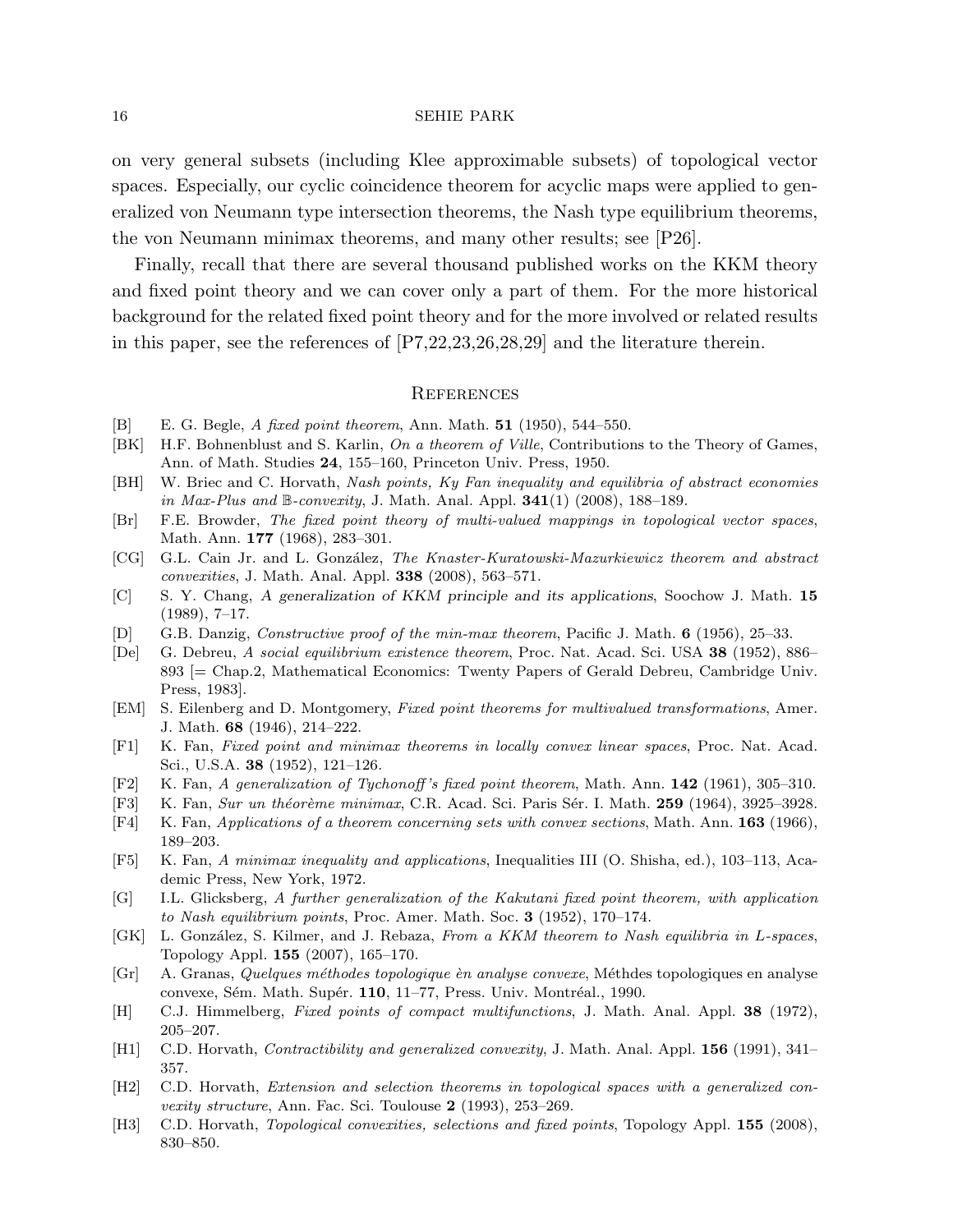on very general subsets (including Klee approximable subsets) of topological vector spaces. Especially, our cyclic coincidence theorem for acyclic maps were applied to generalized von Neumann type intersection theorems, the Nash type equilibrium theorems, the von Neumann minimax theorems, and many other results; see [P26].

Finally, recall that there are several thousand published works on the KKM theory and fixed point theory and we can cover only a part of them. For the more historical background for the related fixed point theory and for the more involved or related results in this paper, see the references of [P7,22,23,26,28,29] and the literature therein.

## References

- [B] E. G. Begle, *A fixed point theorem*, Ann. Math. **51** (1950), 544–550.
- [BK] H.F. Bohnenblust and S. Karlin, *On a theorem of Ville*, Contributions to the Theory of Games, Ann. of Math. Studies **24**, 155–160, Princeton Univ. Press, 1950.
- [BH] W. Briec and C. Horvath, *Nash points, Ky Fan inequality and equilibria of abstract economies in Max-Plus and* $\mathbb{B}$*-convexity*, J. Math. Anal. Appl. **341**(1) (2008), 188–189.
- [Br] F.E. Browder, *The fixed point theory of multi-valued mappings in topological vector spaces*, Math. Ann. **177** (1968), 283–301.
- [CG] G.L. Cain Jr. and L. González, *The Knaster-Kuratowski-Mazurkiewicz theorem and abstract convexities*, J. Math. Anal. Appl. **338** (2008), 563–571.
- [C] S. Y. Chang, *A generalization of KKM principle and its applications*, Soochow J. Math. **15** (1989), 7–17.
- [D] G.B. Danzig, *Constructive proof of the min-max theorem*, Pacific J. Math. **6** (1956), 25–33.
- [De] G. Debreu, *A social equilibrium existence theorem*, Proc. Nat. Acad. Sci. USA **38** (1952), 886–893 [= Chap.2, Mathematical Economics: Twenty Papers of Gerald Debreu, Cambridge Univ. Press, 1983].
- [EM] S. Eilenberg and D. Montgomery, *Fixed point theorems for multivalued transformations*, Amer. J. Math. **68** (1946), 214–222.
- [F1] K. Fan, *Fixed point and minimax theorems in locally convex linear spaces*, Proc. Nat. Acad. Sci., U.S.A. **38** (1952), 121–126.
- [F2] K. Fan, *A generalization of Tychonoff's fixed point theorem*, Math. Ann. **142** (1961), 305–310.
- [F3] K. Fan, *Sur un théorème minimax*, C.R. Acad. Sci. Paris Sér. I. Math. **259** (1964), 3925–3928.
- [F4] K. Fan, *Applications of a theorem concerning sets with convex sections*, Math. Ann. **163** (1966), 189–203.
- [F5] K. Fan, *A minimax inequality and applications*, Inequalities III (O. Shisha, ed.), 103–113, Academic Press, New York, 1972.
- [G] I.L. Glicksberg, *A further generalization of the Kakutani fixed point theorem, with application to Nash equilibrium points*, Proc. Amer. Math. Soc. **3** (1952), 170–174.
- [GK] L. González, S. Kilmer, and J. Rebaza, *From a KKM theorem to Nash equilibria in L-spaces*, Topology Appl. **155** (2007), 165–170.
- [Gr] A. Granas, *Quelques méthodes topologique èn analyse convexe*, Méthdes topologiques en analyse convexe, Sém. Math. Supér. **110**, 11–77, Press. Univ. Montréal., 1990.
- [H] C.J. Himmelberg, *Fixed points of compact multifunctions*, J. Math. Anal. Appl. **38** (1972), 205–207.
- [H1] C.D. Horvath, *Contractibility and generalized convexity*, J. Math. Anal. Appl. **156** (1991), 341–357.
- [H2] C.D. Horvath, *Extension and selection theorems in topological spaces with a generalized convexity structure*, Ann. Fac. Sci. Toulouse **2** (1993), 253–269.
- [H3] C.D. Horvath, *Topological convexities, selections and fixed points*, Topology Appl. **155** (2008), 830–850.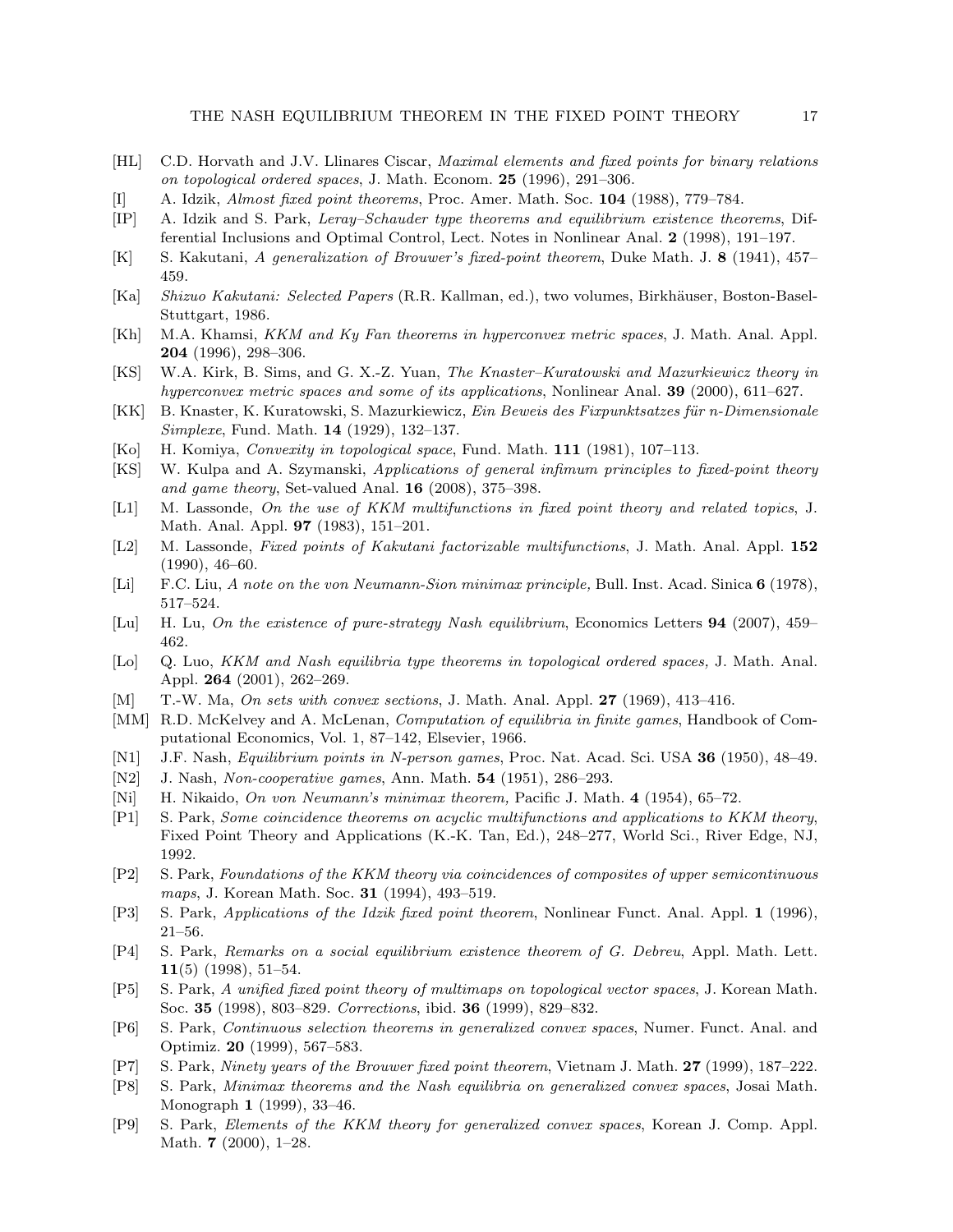[HL] C.D. Horvath and J.V. Llinares Ciscar, *Maximal elements and fixed points for binary relations on topological ordered spaces*, J. Math. Econom. **25** (1996), 291–306.

[I] A. Idzik, *Almost fixed point theorems*, Proc. Amer. Math. Soc. **104** (1988), 779–784.

[IP] A. Idzik and S. Park, *Leray–Schauder type theorems and equilibrium existence theorems*, Differential Inclusions and Optimal Control, Lect. Notes in Nonlinear Anal. **2** (1998), 191–197.

[K] S. Kakutani, *A generalization of Brouwer's fixed-point theorem*, Duke Math. J. **8** (1941), 457–459.

[Ka] *Shizuo Kakutani: Selected Papers* (R.R. Kallman, ed.), two volumes, Birkhäuser, Boston-Basel-Stuttgart, 1986.

[Kh] M.A. Khamsi, *KKM and Ky Fan theorems in hyperconvex metric spaces*, J. Math. Anal. Appl. **204** (1996), 298–306.

[KS] W.A. Kirk, B. Sims, and G. X.-Z. Yuan, *The Knaster–Kuratowski and Mazurkiewicz theory in hyperconvex metric spaces and some of its applications*, Nonlinear Anal. **39** (2000), 611–627.

[KK] B. Knaster, K. Kuratowski, S. Mazurkiewicz, *Ein Beweis des Fixpunktsatzes für n-Dimensionale Simplexe*, Fund. Math. **14** (1929), 132–137.

[Ko] H. Komiya, *Convexity in topological space*, Fund. Math. **111** (1981), 107–113.

[KS] W. Kulpa and A. Szymanski, *Applications of general infimum principles to fixed-point theory and game theory*, Set-valued Anal. **16** (2008), 375–398.

[L1] M. Lassonde, *On the use of KKM multifunctions in fixed point theory and related topics*, J. Math. Anal. Appl. **97** (1983), 151–201.

[L2] M. Lassonde, *Fixed points of Kakutani factorizable multifunctions*, J. Math. Anal. Appl. **152** (1990), 46–60.

[Li] F.C. Liu, *A note on the von Neumann-Sion minimax principle,* Bull. Inst. Acad. Sinica **6** (1978), 517–524.

[Lu] H. Lu, *On the existence of pure-strategy Nash equilibrium*, Economics Letters **94** (2007), 459–462.

[Lo] Q. Luo, *KKM and Nash equilibria type theorems in topological ordered spaces,* J. Math. Anal. Appl. **264** (2001), 262–269.

[M] T.-W. Ma, *On sets with convex sections*, J. Math. Anal. Appl. **27** (1969), 413–416.

[MM] R.D. McKelvey and A. McLenan, *Computation of equilibria in finite games*, Handbook of Computational Economics, Vol. 1, 87–142, Elsevier, 1966.

[N1] J.F. Nash, *Equilibrium points in N-person games*, Proc. Nat. Acad. Sci. USA **36** (1950), 48–49.

[N2] J. Nash, *Non-cooperative games*, Ann. Math. **54** (1951), 286–293.

[Ni] H. Nikaido, *On von Neumann's minimax theorem,* Pacific J. Math. **4** (1954), 65–72.

[P1] S. Park, *Some coincidence theorems on acyclic multifunctions and applications to KKM theory*, Fixed Point Theory and Applications (K.-K. Tan, Ed.), 248–277, World Sci., River Edge, NJ, 1992.

[P2] S. Park, *Foundations of the KKM theory via coincidences of composites of upper semicontinuous maps*, J. Korean Math. Soc. **31** (1994), 493–519.

[P3] S. Park, *Applications of the Idzik fixed point theorem*, Nonlinear Funct. Anal. Appl. **1** (1996), 21–56.

[P4] S. Park, *Remarks on a social equilibrium existence theorem of G. Debreu*, Appl. Math. Lett. **11**(5) (1998), 51–54.

[P5] S. Park, *A unified fixed point theory of multimaps on topological vector spaces*, J. Korean Math. Soc. **35** (1998), 803–829. *Corrections*, ibid. **36** (1999), 829–832.

[P6] S. Park, *Continuous selection theorems in generalized convex spaces*, Numer. Funct. Anal. and Optimiz. **20** (1999), 567–583.

[P7] S. Park, *Ninety years of the Brouwer fixed point theorem*, Vietnam J. Math. **27** (1999), 187–222.

[P8] S. Park, *Minimax theorems and the Nash equilibria on generalized convex spaces*, Josai Math. Monograph **1** (1999), 33–46.

[P9] S. Park, *Elements of the KKM theory for generalized convex spaces*, Korean J. Comp. Appl. Math. **7** (2000), 1–28.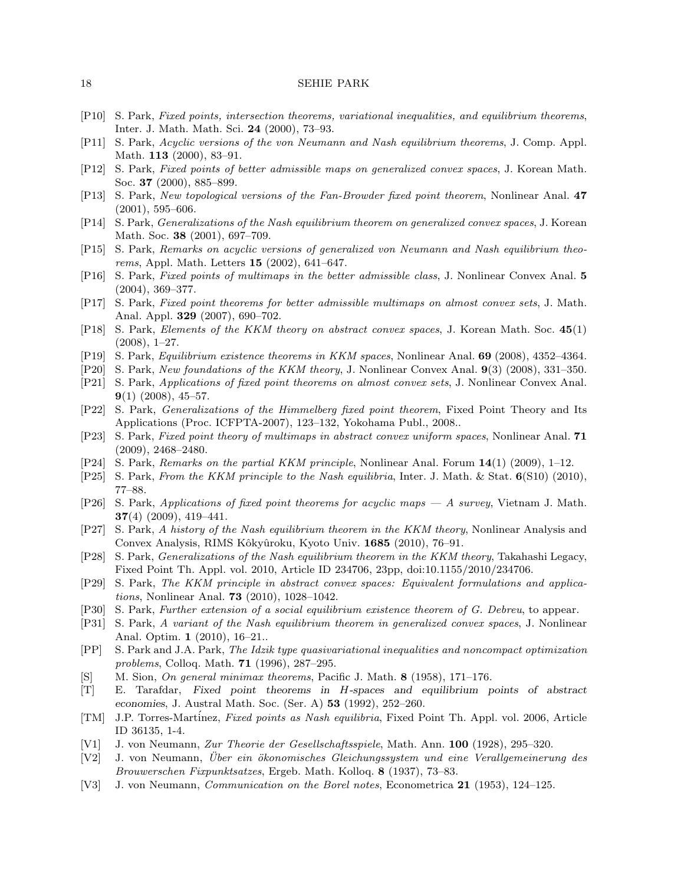- [P10] S. Park, *Fixed points, intersection theorems, variational inequalities, and equilibrium theorems*, Inter. J. Math. Math. Sci. **24** (2000), 73–93.
- [P11] S. Park, *Acyclic versions of the von Neumann and Nash equilibrium theorems*, J. Comp. Appl. Math. **113** (2000), 83–91.
- [P12] S. Park, *Fixed points of better admissible maps on generalized convex spaces*, J. Korean Math. Soc. **37** (2000), 885–899.
- [P13] S. Park, *New topological versions of the Fan-Browder fixed point theorem*, Nonlinear Anal. **47** (2001), 595–606.
- [P14] S. Park, *Generalizations of the Nash equilibrium theorem on generalized convex spaces*, J. Korean Math. Soc. **38** (2001), 697–709.
- [P15] S. Park, *Remarks on acyclic versions of generalized von Neumann and Nash equilibrium theorems*, Appl. Math. Letters **15** (2002), 641–647.
- [P16] S. Park, *Fixed points of multimaps in the better admissible class*, J. Nonlinear Convex Anal. **5** (2004), 369–377.
- [P17] S. Park, *Fixed point theorems for better admissible multimaps on almost convex sets*, J. Math. Anal. Appl. **329** (2007), 690–702.
- [P18] S. Park, *Elements of the KKM theory on abstract convex spaces*, J. Korean Math. Soc. **45**(1) (2008), 1–27.
- [P19] S. Park, *Equilibrium existence theorems in KKM spaces*, Nonlinear Anal. **69** (2008), 4352–4364.
- [P20] S. Park, *New foundations of the KKM theory*, J. Nonlinear Convex Anal. **9**(3) (2008), 331–350.
- [P21] S. Park, *Applications of fixed point theorems on almost convex sets*, J. Nonlinear Convex Anal. **9**(1) (2008), 45–57.
- [P22] S. Park, *Generalizations of the Himmelberg fixed point theorem*, Fixed Point Theory and Its Applications (Proc. ICFPTA-2007), 123–132, Yokohama Publ., 2008..
- [P23] S. Park, *Fixed point theory of multimaps in abstract convex uniform spaces*, Nonlinear Anal. **71** (2009), 2468–2480.
- [P24] S. Park, *Remarks on the partial KKM principle*, Nonlinear Anal. Forum **14**(1) (2009), 1–12.
- [P25] S. Park, *From the KKM principle to the Nash equilibria*, Inter. J. Math. & Stat. **6**(S10) (2010), 77–88.
- [P26] S. Park, *Applications of fixed point theorems for acyclic maps — A survey*, Vietnam J. Math. **37**(4) (2009), 419–441.
- [P27] S. Park, *A history of the Nash equilibrium theorem in the KKM theory*, Nonlinear Analysis and Convex Analysis, RIMS Kôkyûroku, Kyoto Univ. **1685** (2010), 76–91.
- [P28] S. Park, *Generalizations of the Nash equilibrium theorem in the KKM theory*, Takahashi Legacy, Fixed Point Th. Appl. vol. 2010, Article ID 234706, 23pp, doi:10.1155/2010/234706.
- [P29] S. Park, *The KKM principle in abstract convex spaces: Equivalent formulations and applications*, Nonlinear Anal. **73** (2010), 1028–1042.
- [P30] S. Park, *Further extension of a social equilibrium existence theorem of G. Debreu*, to appear.
- [P31] S. Park, *A variant of the Nash equilibrium theorem in generalized convex spaces*, J. Nonlinear Anal. Optim. **1** (2010), 16–21..
- [PP] S. Park and J.A. Park, *The Idzik type quasivariational inequalities and noncompact optimization problems*, Colloq. Math. **71** (1996), 287–295.
- [S] M. Sion, *On general minimax theorems*, Pacific J. Math. **8** (1958), 171–176.
- [T] E. Tarafdar, *Fixed point theorems in H-spaces and equilibrium points of abstract economies*, J. Austral Math. Soc. (Ser. A) **53** (1992), 252–260.
- [TM] J.P. Torres-Martínez, *Fixed points as Nash equilibria*, Fixed Point Th. Appl. vol. 2006, Article ID 36135, 1-4.
- [V1] J. von Neumann, *Zur Theorie der Gesellschaftsspiele*, Math. Ann. **100** (1928), 295–320.
- [V2] J. von Neumann, *Über ein ökonomisches Gleichungssystem und eine Verallgemeinerung des Brouwerschen Fixpunktsatzes*, Ergeb. Math. Kolloq. **8** (1937), 73–83.
- [V3] J. von Neumann, *Communication on the Borel notes*, Econometrica **21** (1953), 124–125.